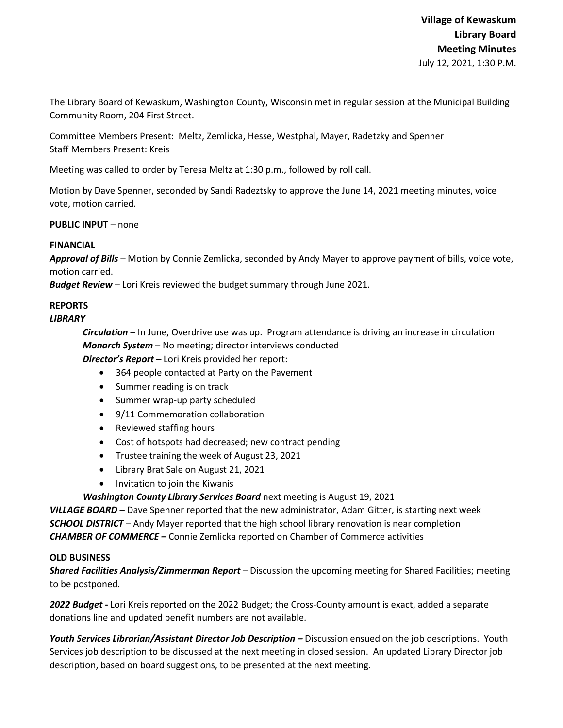**Village of Kewaskum**
**Library Board**
**Meeting Minutes**
July 12, 2021, 1:30 P.M.

The Library Board of Kewaskum, Washington County, Wisconsin met in regular session at the Municipal Building Community Room, 204 First Street.

Committee Members Present: Meltz, Zemlicka, Hesse, Westphal, Mayer, Radetzky and Spenner
Staff Members Present: Kreis

Meeting was called to order by Teresa Meltz at 1:30 p.m., followed by roll call.

Motion by Dave Spenner, seconded by Sandi Radeztsky to approve the June 14, 2021 meeting minutes, voice vote, motion carried.

**PUBLIC INPUT** – none

**FINANCIAL**
***Approval of Bills*** – Motion by Connie Zemlicka, seconded by Andy Mayer to approve payment of bills, voice vote, motion carried.
***Budget Review*** – Lori Kreis reviewed the budget summary through June 2021.

**REPORTS**
***LIBRARY***

***Circulation*** – In June, Overdrive use was up. Program attendance is driving an increase in circulation
***Monarch System*** – No meeting; director interviews conducted
***Director's Report –*** Lori Kreis provided her report:

- 364 people contacted at Party on the Pavement
- Summer reading is on track
- Summer wrap-up party scheduled
- 9/11 Commemoration collaboration
- Reviewed staffing hours
- Cost of hotspots had decreased; new contract pending
- Trustee training the week of August 23, 2021
- Library Brat Sale on August 21, 2021
- Invitation to join the Kiwanis

***Washington County Library Services Board*** next meeting is August 19, 2021

***VILLAGE BOARD*** – Dave Spenner reported that the new administrator, Adam Gitter, is starting next week
***SCHOOL DISTRICT*** – Andy Mayer reported that the high school library renovation is near completion
***CHAMBER OF COMMERCE –*** Connie Zemlicka reported on Chamber of Commerce activities

**OLD BUSINESS**
***Shared Facilities Analysis/Zimmerman Report*** – Discussion the upcoming meeting for Shared Facilities; meeting to be postponed.

***2022 Budget -*** Lori Kreis reported on the 2022 Budget; the Cross-County amount is exact, added a separate donations line and updated benefit numbers are not available.

***Youth Services Librarian/Assistant Director Job Description –*** Discussion ensued on the job descriptions. Youth Services job description to be discussed at the next meeting in closed session. An updated Library Director job description, based on board suggestions, to be presented at the next meeting.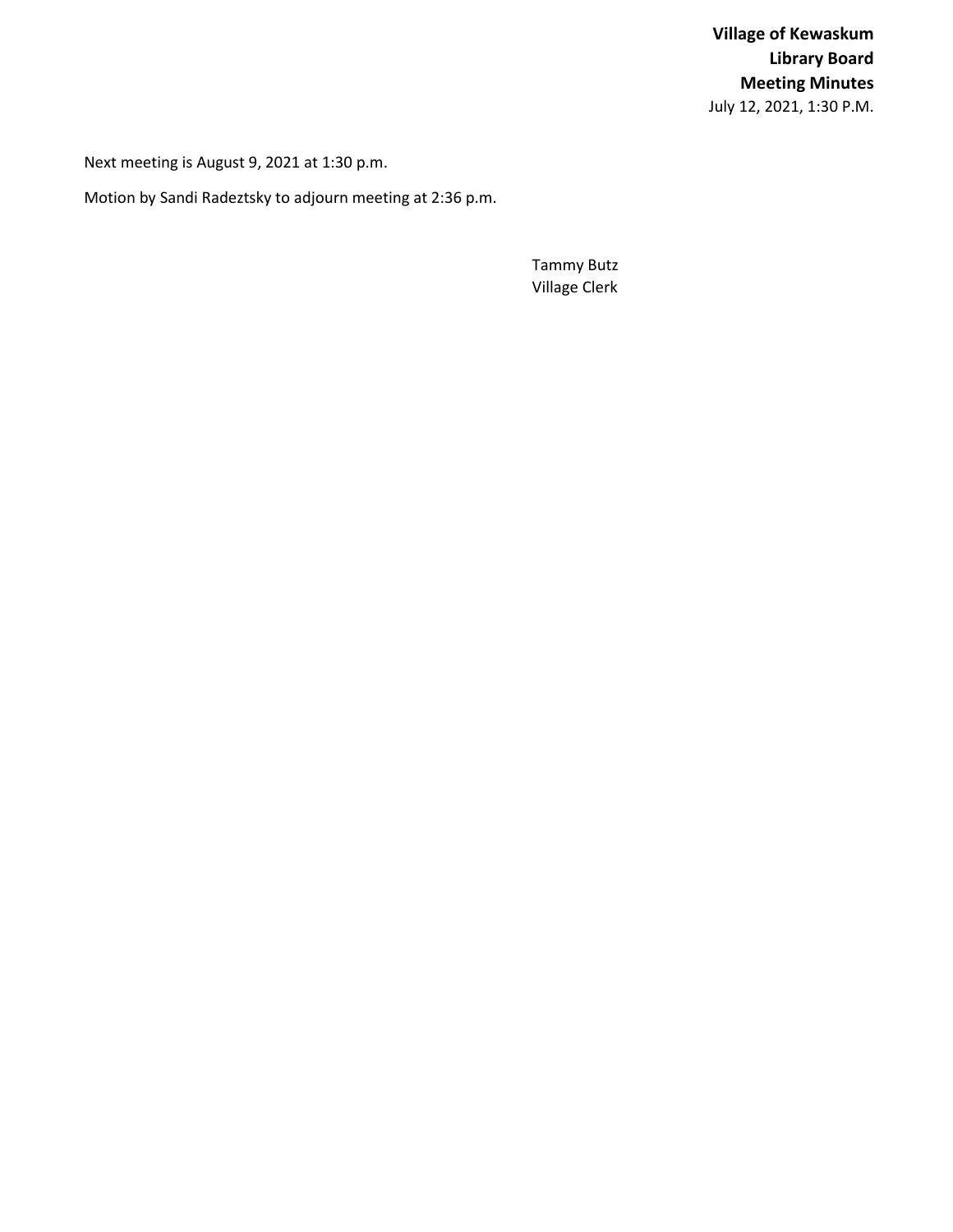Next meeting is August 9, 2021 at 1:30 p.m.

Motion by Sandi Radeztsky to adjourn meeting at 2:36 p.m.

Tammy Butz
Village Clerk